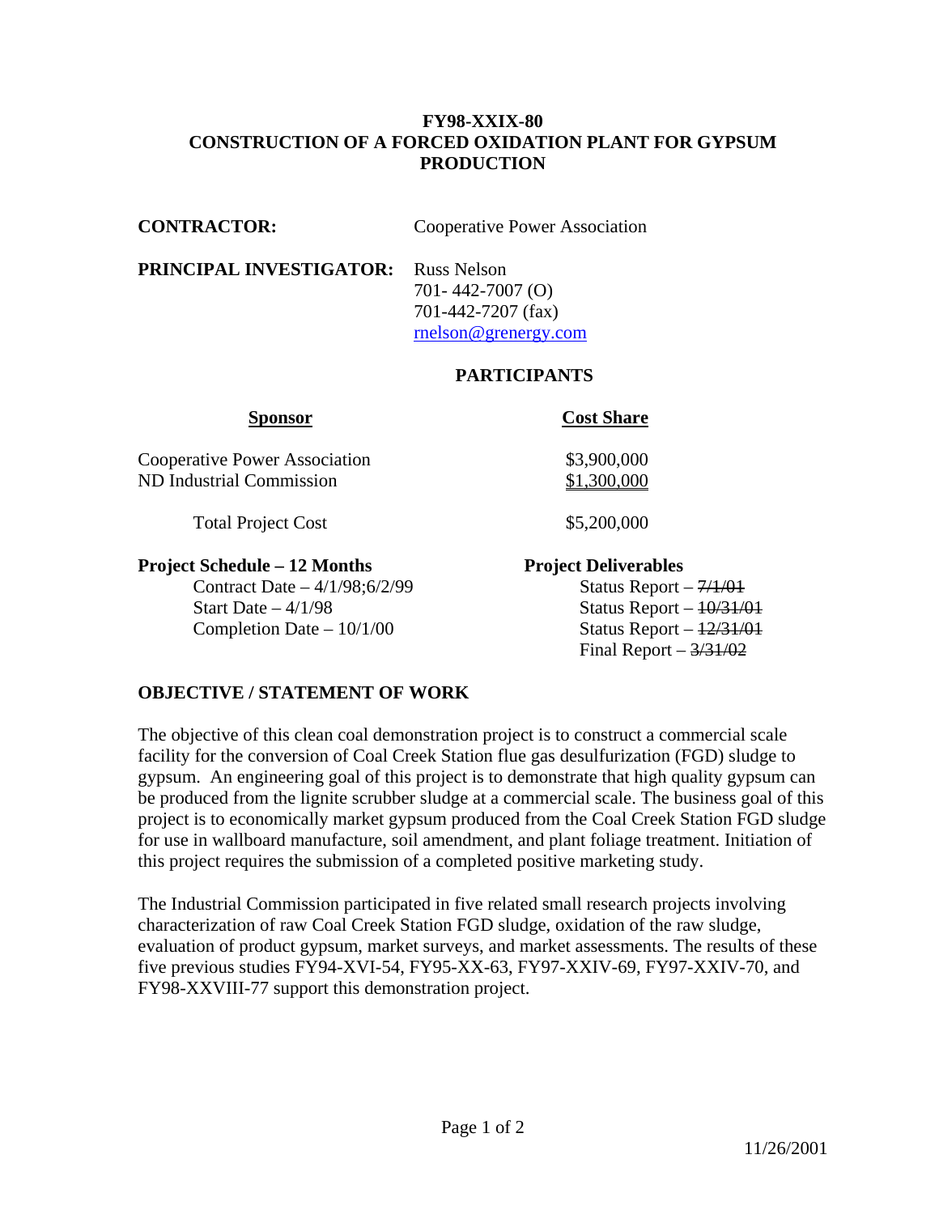# FY98-XXIX-80
# CONSTRUCTION OF A FORCED OXIDATION PLANT FOR GYPSUM PRODUCTION

**CONTRACTOR:** Cooperative Power Association

**PRINCIPAL INVESTIGATOR:** Russ Nelson
701- 442-7007 (O)
701-442-7207 (fax)
rnelson@grenergy.com

## PARTICIPANTS

| Sponsor | Cost Share |
|---|---|
| Cooperative Power Association | $3,900,000 |
| ND Industrial Commission | $1,300,000 |
| Total Project Cost | $5,200,000 |

**Project Schedule – 12 Months**

Contract Date – 4/1/98;6/2/99
Start Date – 4/1/98
Completion Date – 10/1/00

**Project Deliverables**

Status Report – ~~7/1/01~~
Status Report – ~~10/31/01~~
Status Report – ~~12/31/01~~
Final Report – ~~3/31/02~~

## OBJECTIVE / STATEMENT OF WORK

The objective of this clean coal demonstration project is to construct a commercial scale facility for the conversion of Coal Creek Station flue gas desulfurization (FGD) sludge to gypsum. An engineering goal of this project is to demonstrate that high quality gypsum can be produced from the lignite scrubber sludge at a commercial scale. The business goal of this project is to economically market gypsum produced from the Coal Creek Station FGD sludge for use in wallboard manufacture, soil amendment, and plant foliage treatment. Initiation of this project requires the submission of a completed positive marketing study.

The Industrial Commission participated in five related small research projects involving characterization of raw Coal Creek Station FGD sludge, oxidation of the raw sludge, evaluation of product gypsum, market surveys, and market assessments. The results of these five previous studies FY94-XVI-54, FY95-XX-63, FY97-XXIV-69, FY97-XXIV-70, and FY98-XXVIII-77 support this demonstration project.

11/26/2001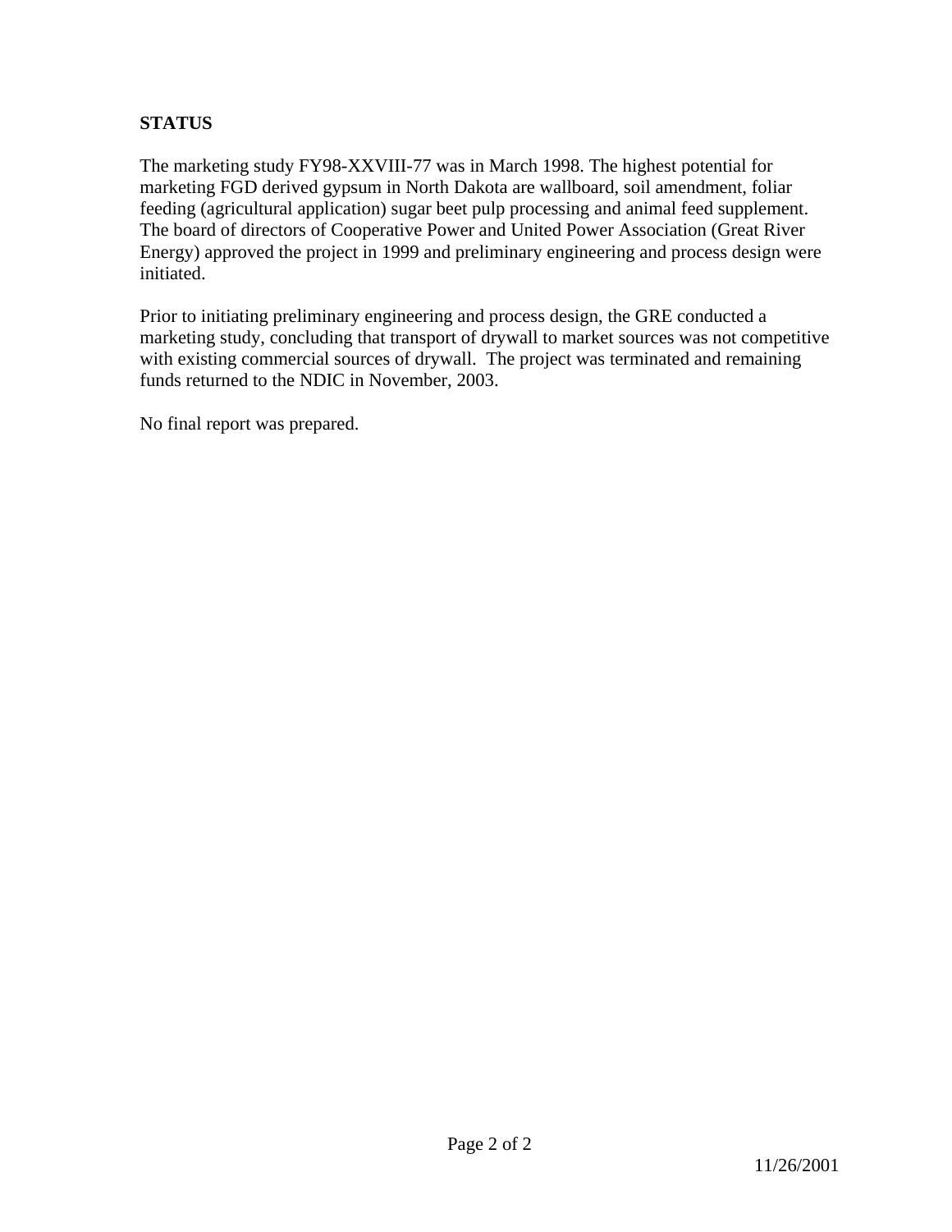**STATUS**

The marketing study FY98-XXVIII-77 was in March 1998. The highest potential for marketing FGD derived gypsum in North Dakota are wallboard, soil amendment, foliar feeding (agricultural application) sugar beet pulp processing and animal feed supplement. The board of directors of Cooperative Power and United Power Association (Great River Energy) approved the project in 1999 and preliminary engineering and process design were initiated.

Prior to initiating preliminary engineering and process design, the GRE conducted a marketing study, concluding that transport of drywall to market sources was not competitive with existing commercial sources of drywall. The project was terminated and remaining funds returned to the NDIC in November, 2003.

No final report was prepared.

11/26/2001